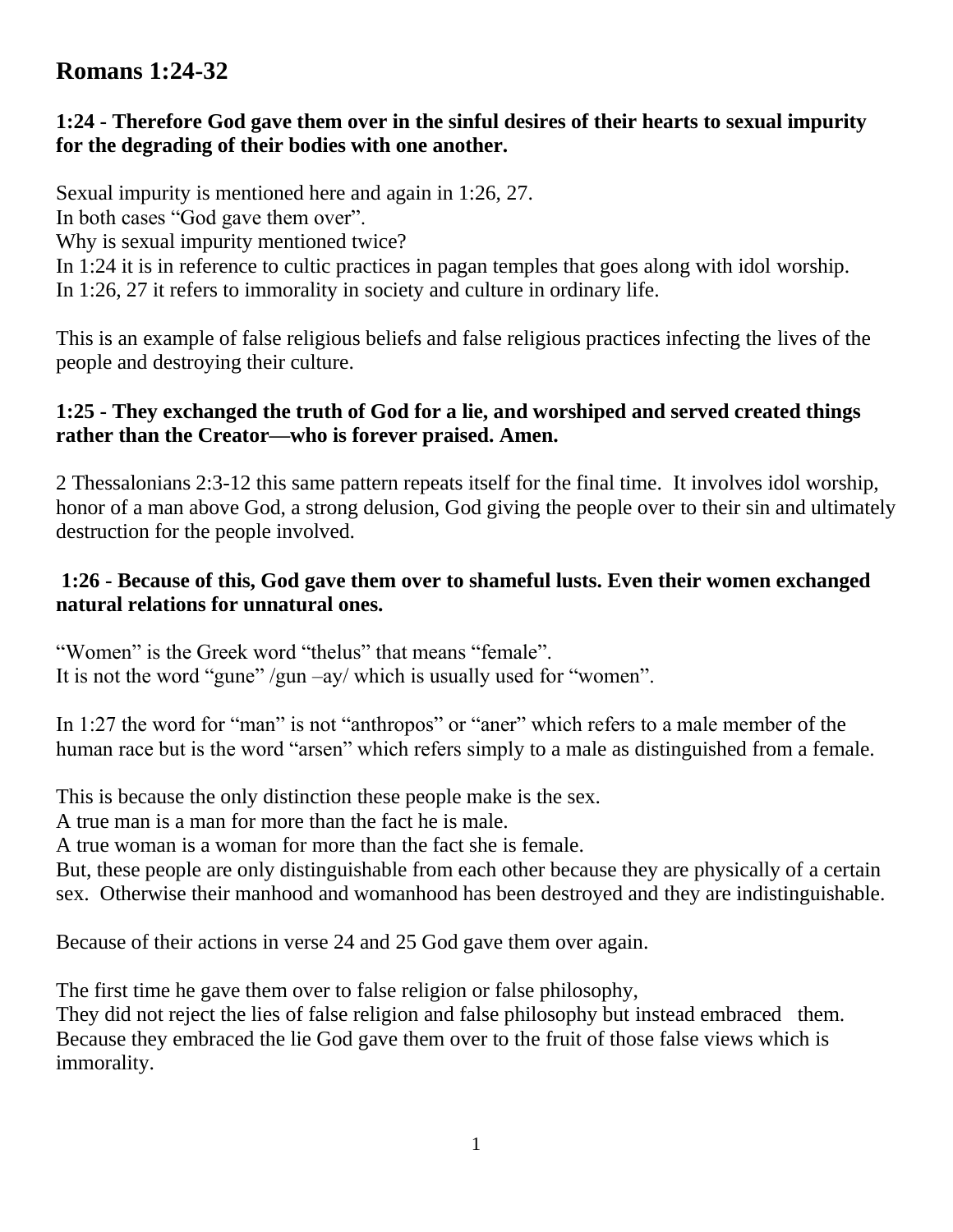# Romans 1:24-32

**1:24 - Therefore God gave them over in the sinful desires of their hearts to sexual impurity for the degrading of their bodies with one another.**

Sexual impurity is mentioned here and again in 1:26, 27.
In both cases "God gave them over".
Why is sexual impurity mentioned twice?
In 1:24 it is in reference to cultic practices in pagan temples that goes along with idol worship.
In 1:26, 27 it refers to immorality in society and culture in ordinary life.

This is an example of false religious beliefs and false religious practices infecting the lives of the people and destroying their culture.

**1:25 - They exchanged the truth of God for a lie, and worshiped and served created things rather than the Creator—who is forever praised. Amen.**

2 Thessalonians 2:3-12 this same pattern repeats itself for the final time. It involves idol worship, honor of a man above God, a strong delusion, God giving the people over to their sin and ultimately destruction for the people involved.

**1:26 - Because of this, God gave them over to shameful lusts. Even their women exchanged natural relations for unnatural ones.**

"Women" is the Greek word "thelus" that means "female".
It is not the word "gune" /gun –ay/ which is usually used for "women".

In 1:27 the word for "man" is not "anthropos" or "aner" which refers to a male member of the human race but is the word "arsen" which refers simply to a male as distinguished from a female.

This is because the only distinction these people make is the sex.
A true man is a man for more than the fact he is male.
A true woman is a woman for more than the fact she is female.
But, these people are only distinguishable from each other because they are physically of a certain sex. Otherwise their manhood and womanhood has been destroyed and they are indistinguishable.

Because of their actions in verse 24 and 25 God gave them over again.

The first time he gave them over to false religion or false philosophy,
They did not reject the lies of false religion and false philosophy but instead embraced them.
Because they embraced the lie God gave them over to the fruit of those false views which is immorality.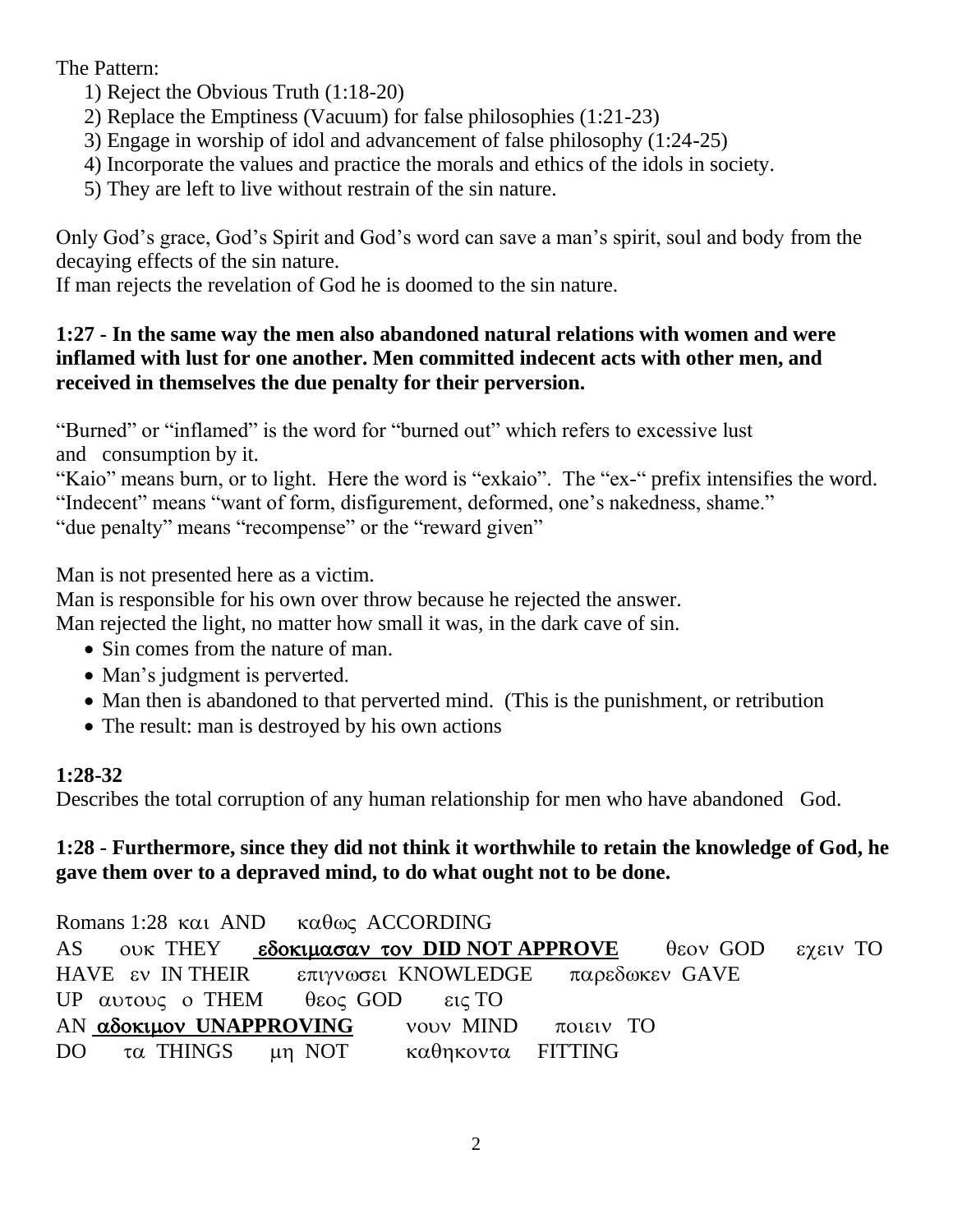The Pattern:

1) Reject the Obvious Truth (1:18-20)
2) Replace the Emptiness (Vacuum) for false philosophies (1:21-23)
3) Engage in worship of idol and advancement of false philosophy (1:24-25)
4) Incorporate the values and practice the morals and ethics of the idols in society.
5) They are left to live without restrain of the sin nature.

Only God's grace, God's Spirit and God's word can save a man's spirit, soul and body from the decaying effects of the sin nature.
If man rejects the revelation of God he is doomed to the sin nature.

**1:27 - In the same way the men also abandoned natural relations with women and were inflamed with lust for one another. Men committed indecent acts with other men, and received in themselves the due penalty for their perversion.**

"Burned" or "inflamed" is the word for "burned out" which refers to excessive lust and consumption by it.
"Kaio" means burn, or to light. Here the word is "exkaio". The "ex-" prefix intensifies the word.
"Indecent" means "want of form, disfigurement, deformed, one's nakedness, shame."
"due penalty" means "recompense" or the "reward given"

Man is not presented here as a victim.
Man is responsible for his own over throw because he rejected the answer.
Man rejected the light, no matter how small it was, in the dark cave of sin.

- Sin comes from the nature of man.
- Man's judgment is perverted.
- Man then is abandoned to that perverted mind. (This is the punishment, or retribution
- The result: man is destroyed by his own actions

**1:28-32**
Describes the total corruption of any human relationship for men who have abandoned God.

**1:28 - Furthermore, since they did not think it worthwhile to retain the knowledge of God, he gave them over to a depraved mind, to do what ought not to be done.**

Romans 1:28 και AND καθως ACCORDING AS ουκ THEY **εδοκιμασαν τον DID NOT APPROVE** θεον GOD εχειν TO HAVE εν IN THEIR επιγνωσει KNOWLEDGE παρεδωκεν GAVE UP αυτους ο THEM θεος GOD εις TO AN **αδοκιμον UNAPPROVING** νουν MIND ποιειν TO DO τα THINGS μη NOT καθηκοντα FITTING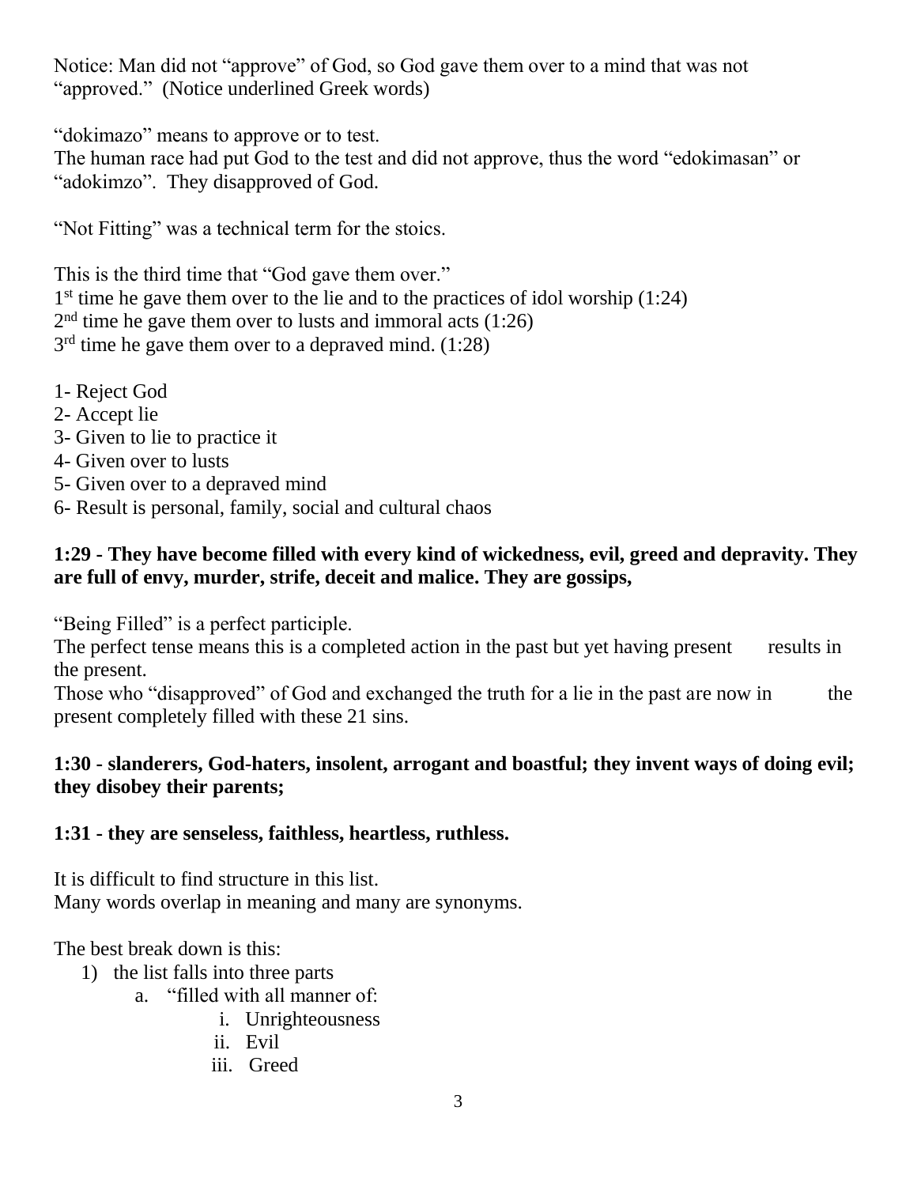Notice: Man did not "approve" of God, so God gave them over to a mind that was not "approved." (Notice underlined Greek words)

"dokimazo" means to approve or to test.
The human race had put God to the test and did not approve, thus the word "edokimasan" or "adokimzo". They disapproved of God.

"Not Fitting" was a technical term for the stoics.

This is the third time that "God gave them over."
1st time he gave them over to the lie and to the practices of idol worship (1:24)
2nd time he gave them over to lusts and immoral acts (1:26)
3rd time he gave them over to a depraved mind. (1:28)

1- Reject God
2- Accept lie
3- Given to lie to practice it
4- Given over to lusts
5- Given over to a depraved mind
6- Result is personal, family, social and cultural chaos

**1:29 - They have become filled with every kind of wickedness, evil, greed and depravity. They are full of envy, murder, strife, deceit and malice. They are gossips,**

"Being Filled" is a perfect participle.
The perfect tense means this is a completed action in the past but yet having present results in the present.
Those who "disapproved" of God and exchanged the truth for a lie in the past are now in the present completely filled with these 21 sins.

**1:30 - slanderers, God-haters, insolent, arrogant and boastful; they invent ways of doing evil; they disobey their parents;**

**1:31 - they are senseless, faithless, heartless, ruthless.**

It is difficult to find structure in this list.
Many words overlap in meaning and many are synonyms.

The best break down is this:

1) the list falls into three parts
    a. "filled with all manner of:
        i. Unrighteousness
        ii. Evil
        iii. Greed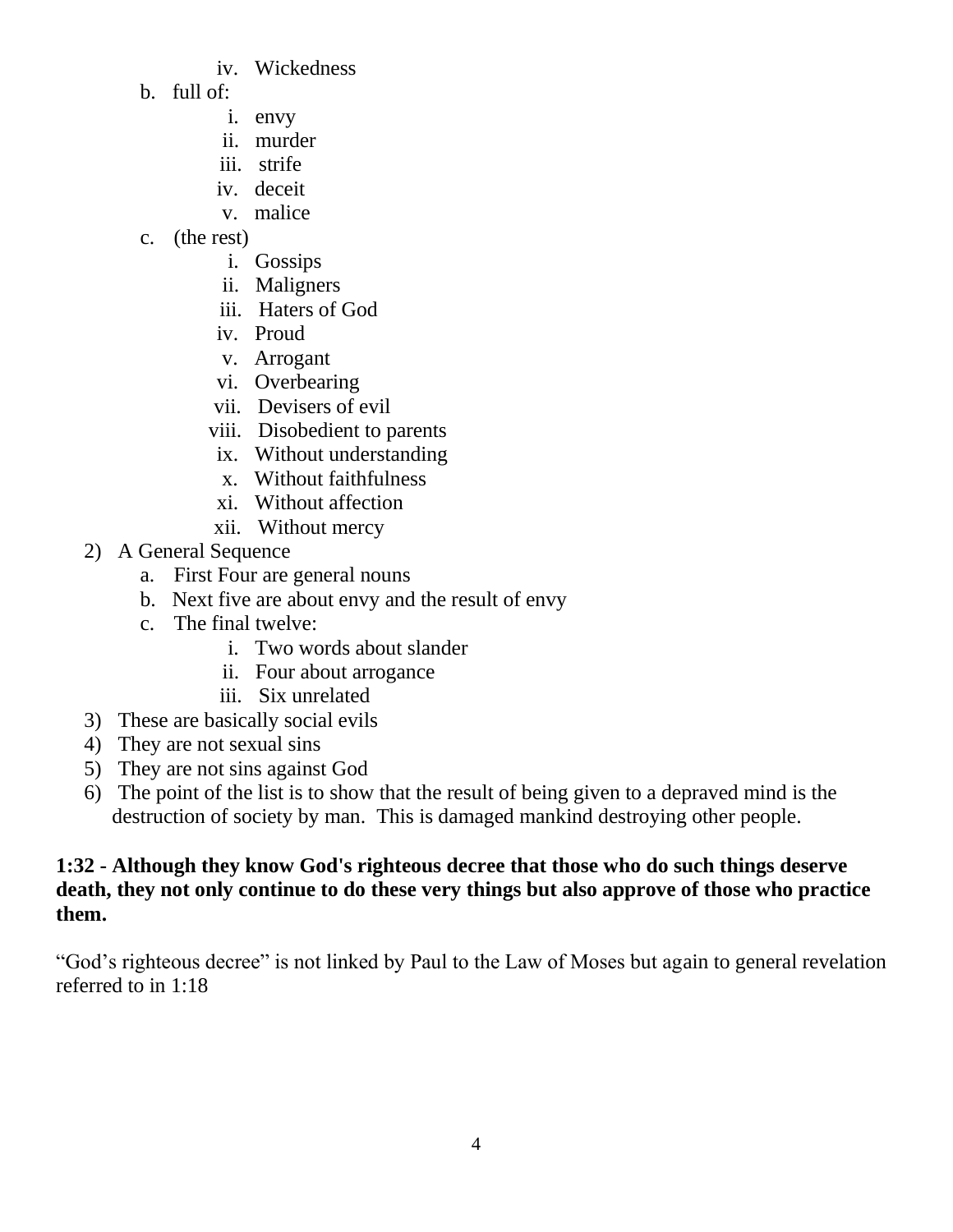iv. Wickedness
    b. full of:
        i. envy
        ii. murder
        iii. strife
        iv. deceit
        v. malice
    c. (the rest)
        i. Gossips
        ii. Maligners
        iii. Haters of God
        iv. Proud
        v. Arrogant
        vi. Overbearing
        vii. Devisers of evil
        viii. Disobedient to parents
        ix. Without understanding
        x. Without faithfulness
        xi. Without affection
        xii. Without mercy

2) A General Sequence
    a. First Four are general nouns
    b. Next five are about envy and the result of envy
    c. The final twelve:
        i. Two words about slander
        ii. Four about arrogance
        iii. Six unrelated
3) These are basically social evils
4) They are not sexual sins
5) They are not sins against God
6) The point of the list is to show that the result of being given to a depraved mind is the destruction of society by man. This is damaged mankind destroying other people.

**1:32 - Although they know God's righteous decree that those who do such things deserve death, they not only continue to do these very things but also approve of those who practice them.**

"God's righteous decree" is not linked by Paul to the Law of Moses but again to general revelation referred to in 1:18